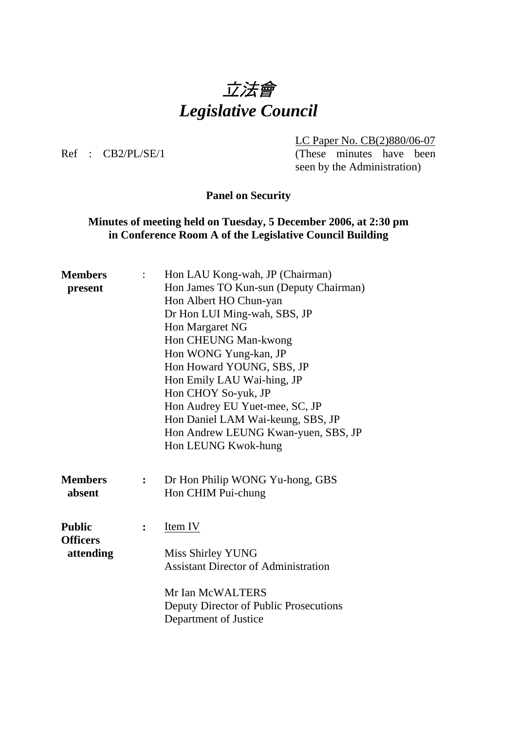# 立法會
# *Legislative Council*

Ref : CB2/PL/SE/1

LC Paper No. CB(2)880/06-07
(These minutes have been seen by the Administration)

**Panel on Security**

**Minutes of meeting held on Tuesday, 5 December 2006, at 2:30 pm in Conference Room A of the Legislative Council Building**

**Members present** :

Hon LAU Kong-wah, JP (Chairman)
Hon James TO Kun-sun (Deputy Chairman)
Hon Albert HO Chun-yan
Dr Hon LUI Ming-wah, SBS, JP
Hon Margaret NG
Hon CHEUNG Man-kwong
Hon WONG Yung-kan, JP
Hon Howard YOUNG, SBS, JP
Hon Emily LAU Wai-hing, JP
Hon CHOY So-yuk, JP
Hon Audrey EU Yuet-mee, SC, JP
Hon Daniel LAM Wai-keung, SBS, JP
Hon Andrew LEUNG Kwan-yuen, SBS, JP
Hon LEUNG Kwok-hung

**Members absent** :

Dr Hon Philip WONG Yu-hong, GBS
Hon CHIM Pui-chung

**Public Officers attending** :

Item IV

Miss Shirley YUNG
Assistant Director of Administration

Mr Ian McWALTERS
Deputy Director of Public Prosecutions
Department of Justice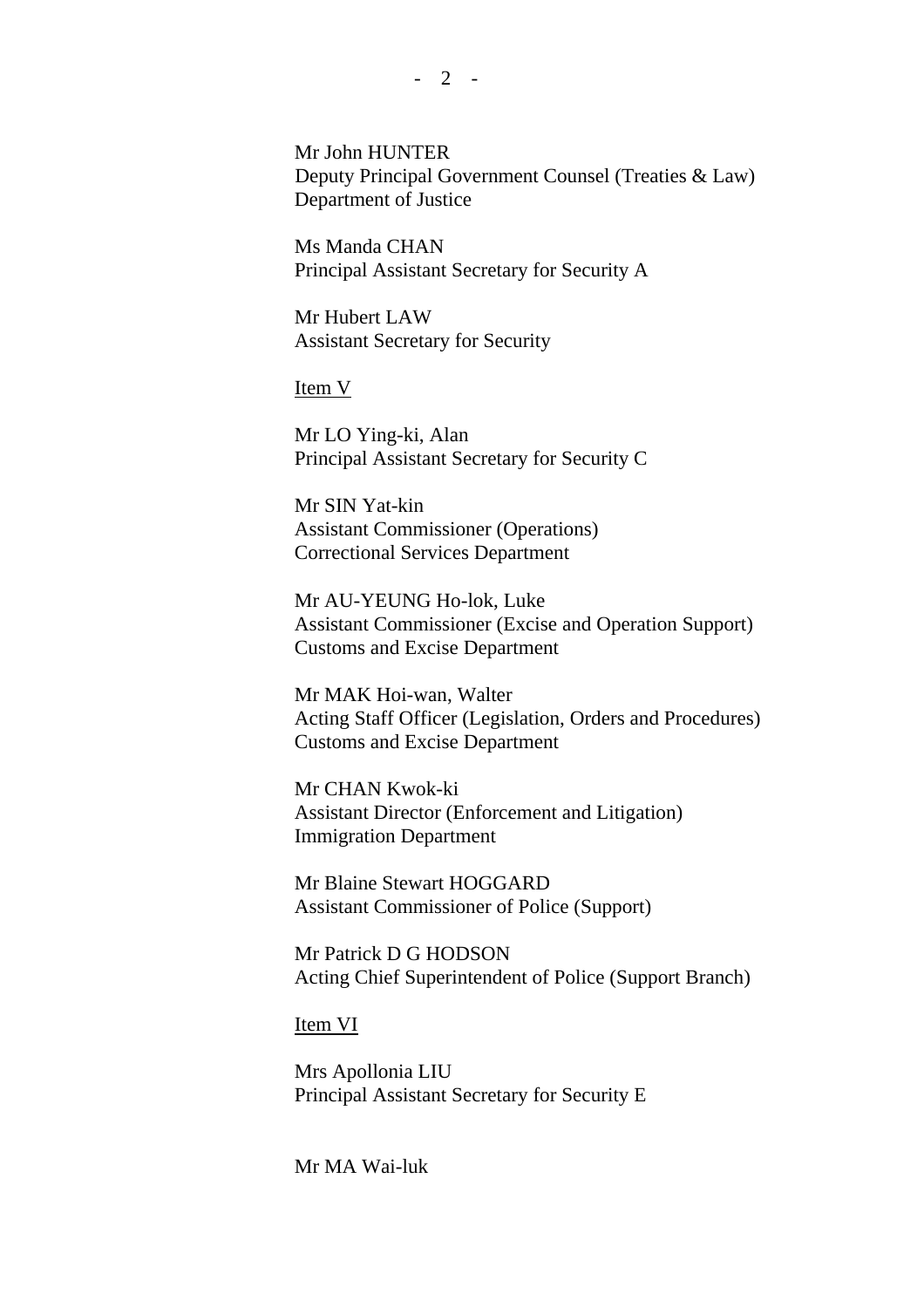Mr John HUNTER
Deputy Principal Government Counsel (Treaties & Law)
Department of Justice

Ms Manda CHAN
Principal Assistant Secretary for Security A

Mr Hubert LAW
Assistant Secretary for Security

<u>Item V</u>

Mr LO Ying-ki, Alan
Principal Assistant Secretary for Security C

Mr SIN Yat-kin
Assistant Commissioner (Operations)
Correctional Services Department

Mr AU-YEUNG Ho-lok, Luke
Assistant Commissioner (Excise and Operation Support)
Customs and Excise Department

Mr MAK Hoi-wan, Walter
Acting Staff Officer (Legislation, Orders and Procedures)
Customs and Excise Department

Mr CHAN Kwok-ki
Assistant Director (Enforcement and Litigation)
Immigration Department

Mr Blaine Stewart HOGGARD
Assistant Commissioner of Police (Support)

Mr Patrick D G HODSON
Acting Chief Superintendent of Police (Support Branch)

<u>Item VI</u>

Mrs Apollonia LIU
Principal Assistant Secretary for Security E

Mr MA Wai-luk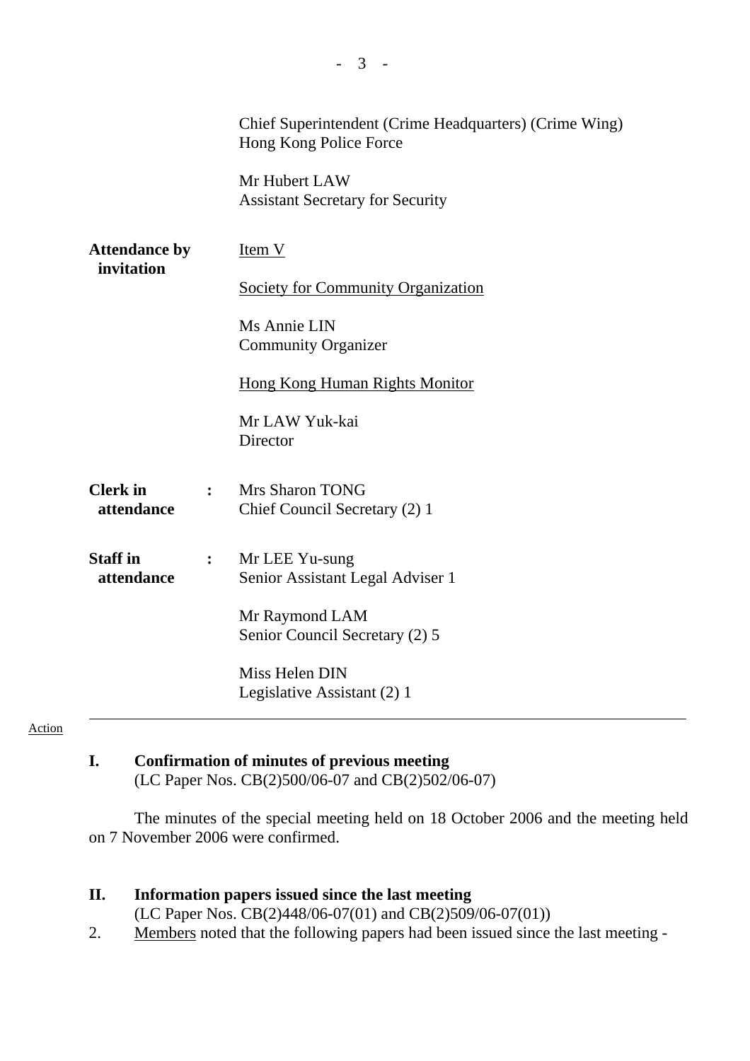Chief Superintendent (Crime Headquarters) (Crime Wing)
Hong Kong Police Force

Mr Hubert LAW
Assistant Secretary for Security

**Attendance by invitation**

Item V

Society for Community Organization

Ms Annie LIN
Community Organizer

Hong Kong Human Rights Monitor

Mr LAW Yuk-kai
Director

**Clerk in attendance** : Mrs Sharon TONG
Chief Council Secretary (2) 1

**Staff in attendance** : Mr LEE Yu-sung
Senior Assistant Legal Adviser 1

Mr Raymond LAM
Senior Council Secretary (2) 5

Miss Helen DIN
Legislative Assistant (2) 1

---

Action

**I. Confirmation of minutes of previous meeting**
(LC Paper Nos. CB(2)500/06-07 and CB(2)502/06-07)

The minutes of the special meeting held on 18 October 2006 and the meeting held on 7 November 2006 were confirmed.

**II. Information papers issued since the last meeting**
(LC Paper Nos. CB(2)448/06-07(01) and CB(2)509/06-07(01))

2. Members noted that the following papers had been issued since the last meeting -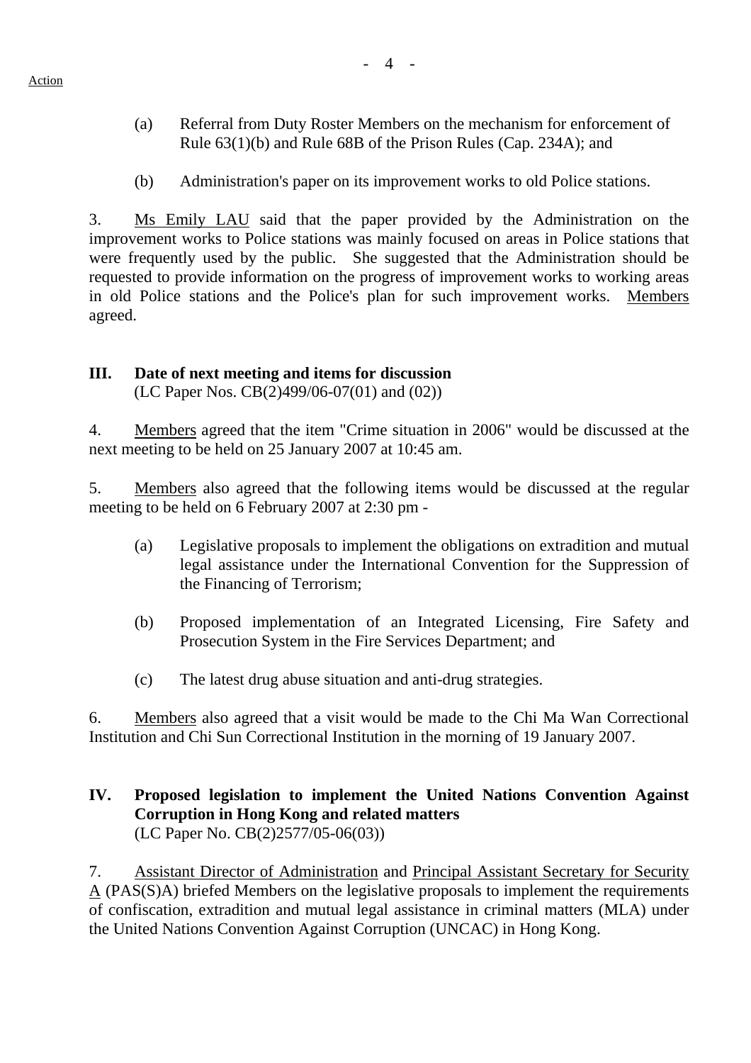(a) Referral from Duty Roster Members on the mechanism for enforcement of Rule 63(1)(b) and Rule 68B of the Prison Rules (Cap. 234A); and

(b) Administration's paper on its improvement works to old Police stations.

3. Ms Emily LAU said that the paper provided by the Administration on the improvement works to Police stations was mainly focused on areas in Police stations that were frequently used by the public. She suggested that the Administration should be requested to provide information on the progress of improvement works to working areas in old Police stations and the Police's plan for such improvement works. Members agreed.

## III. Date of next meeting and items for discussion

(LC Paper Nos. CB(2)499/06-07(01) and (02))

4. Members agreed that the item "Crime situation in 2006" would be discussed at the next meeting to be held on 25 January 2007 at 10:45 am.

5. Members also agreed that the following items would be discussed at the regular meeting to be held on 6 February 2007 at 2:30 pm -

(a) Legislative proposals to implement the obligations on extradition and mutual legal assistance under the International Convention for the Suppression of the Financing of Terrorism;

(b) Proposed implementation of an Integrated Licensing, Fire Safety and Prosecution System in the Fire Services Department; and

(c) The latest drug abuse situation and anti-drug strategies.

6. Members also agreed that a visit would be made to the Chi Ma Wan Correctional Institution and Chi Sun Correctional Institution in the morning of 19 January 2007.

## IV. Proposed legislation to implement the United Nations Convention Against Corruption in Hong Kong and related matters

(LC Paper No. CB(2)2577/05-06(03))

7. Assistant Director of Administration and Principal Assistant Secretary for Security A (PAS(S)A) briefed Members on the legislative proposals to implement the requirements of confiscation, extradition and mutual legal assistance in criminal matters (MLA) under the United Nations Convention Against Corruption (UNCAC) in Hong Kong.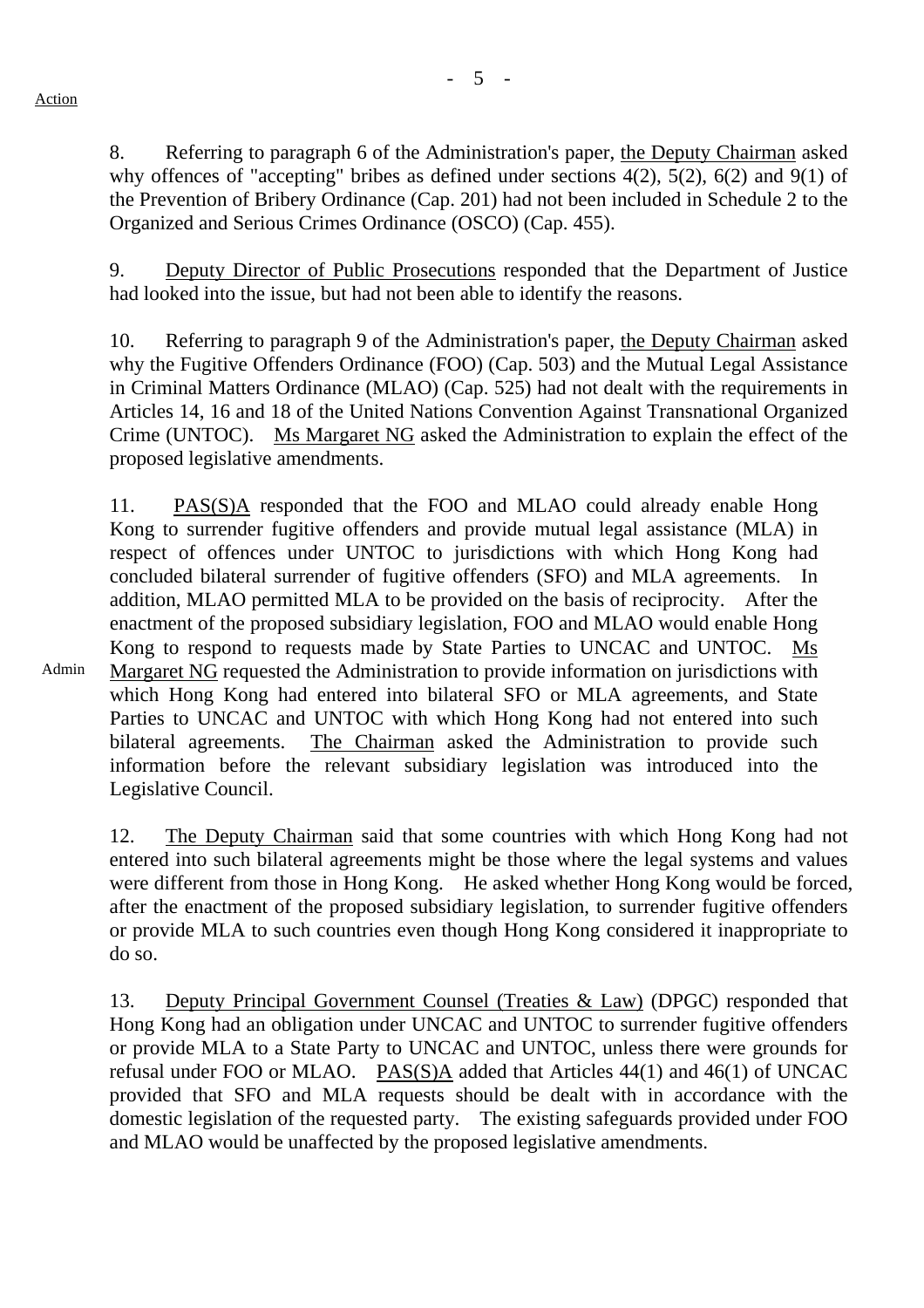Action

8. Referring to paragraph 6 of the Administration's paper, the Deputy Chairman asked why offences of "accepting" bribes as defined under sections 4(2), 5(2), 6(2) and 9(1) of the Prevention of Bribery Ordinance (Cap. 201) had not been included in Schedule 2 to the Organized and Serious Crimes Ordinance (OSCO) (Cap. 455).

9. Deputy Director of Public Prosecutions responded that the Department of Justice had looked into the issue, but had not been able to identify the reasons.

10. Referring to paragraph 9 of the Administration's paper, the Deputy Chairman asked why the Fugitive Offenders Ordinance (FOO) (Cap. 503) and the Mutual Legal Assistance in Criminal Matters Ordinance (MLAO) (Cap. 525) had not dealt with the requirements in Articles 14, 16 and 18 of the United Nations Convention Against Transnational Organized Crime (UNTOC). Ms Margaret NG asked the Administration to explain the effect of the proposed legislative amendments.

11. PAS(S)A responded that the FOO and MLAO could already enable Hong Kong to surrender fugitive offenders and provide mutual legal assistance (MLA) in respect of offences under UNTOC to jurisdictions with which Hong Kong had concluded bilateral surrender of fugitive offenders (SFO) and MLA agreements. In addition, MLAO permitted MLA to be provided on the basis of reciprocity. After the enactment of the proposed subsidiary legislation, FOO and MLAO would enable Hong Kong to respond to requests made by State Parties to UNCAC and UNTOC. Ms Margaret NG requested the Administration to provide information on jurisdictions with which Hong Kong had entered into bilateral SFO or MLA agreements, and State Parties to UNCAC and UNTOC with which Hong Kong had not entered into such bilateral agreements. The Chairman asked the Administration to provide such information before the relevant subsidiary legislation was introduced into the Legislative Council.

Admin

12. The Deputy Chairman said that some countries with which Hong Kong had not entered into such bilateral agreements might be those where the legal systems and values were different from those in Hong Kong. He asked whether Hong Kong would be forced, after the enactment of the proposed subsidiary legislation, to surrender fugitive offenders or provide MLA to such countries even though Hong Kong considered it inappropriate to do so.

13. Deputy Principal Government Counsel (Treaties & Law) (DPGC) responded that Hong Kong had an obligation under UNCAC and UNTOC to surrender fugitive offenders or provide MLA to a State Party to UNCAC and UNTOC, unless there were grounds for refusal under FOO or MLAO. PAS(S)A added that Articles 44(1) and 46(1) of UNCAC provided that SFO and MLA requests should be dealt with in accordance with the domestic legislation of the requested party. The existing safeguards provided under FOO and MLAO would be unaffected by the proposed legislative amendments.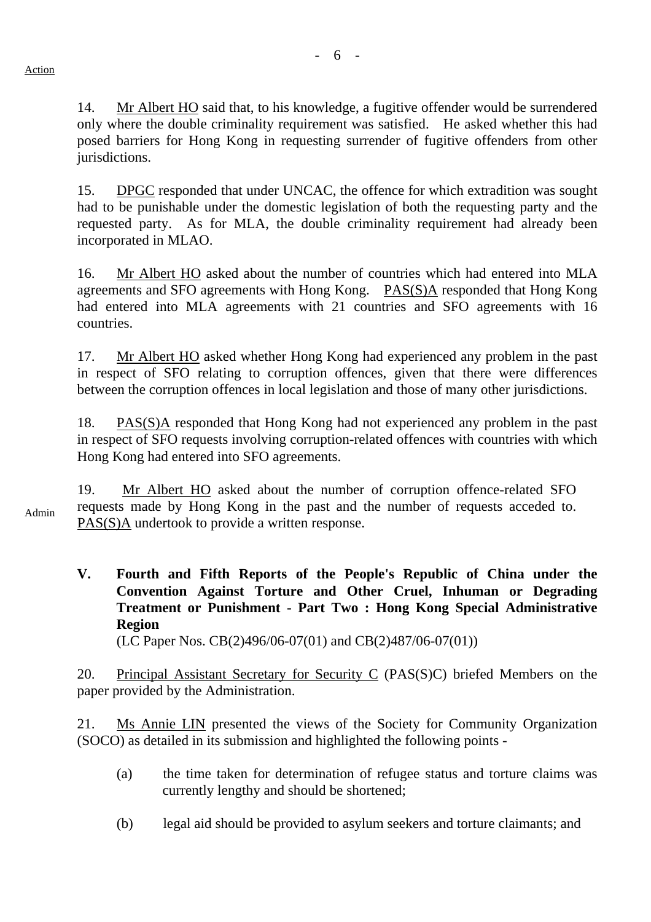Action

14. Mr Albert HO said that, to his knowledge, a fugitive offender would be surrendered only where the double criminality requirement was satisfied. He asked whether this had posed barriers for Hong Kong in requesting surrender of fugitive offenders from other jurisdictions.

15. DPGC responded that under UNCAC, the offence for which extradition was sought had to be punishable under the domestic legislation of both the requesting party and the requested party. As for MLA, the double criminality requirement had already been incorporated in MLAO.

16. Mr Albert HO asked about the number of countries which had entered into MLA agreements and SFO agreements with Hong Kong. PAS(S)A responded that Hong Kong had entered into MLA agreements with 21 countries and SFO agreements with 16 countries.

17. Mr Albert HO asked whether Hong Kong had experienced any problem in the past in respect of SFO relating to corruption offences, given that there were differences between the corruption offences in local legislation and those of many other jurisdictions.

18. PAS(S)A responded that Hong Kong had not experienced any problem in the past in respect of SFO requests involving corruption-related offences with countries with which Hong Kong had entered into SFO agreements.

Admin

19. Mr Albert HO asked about the number of corruption offence-related SFO requests made by Hong Kong in the past and the number of requests acceded to. PAS(S)A undertook to provide a written response.

**V. Fourth and Fifth Reports of the People's Republic of China under the Convention Against Torture and Other Cruel, Inhuman or Degrading Treatment or Punishment - Part Two : Hong Kong Special Administrative Region**

(LC Paper Nos. CB(2)496/06-07(01) and CB(2)487/06-07(01))

20. Principal Assistant Secretary for Security C (PAS(S)C) briefed Members on the paper provided by the Administration.

21. Ms Annie LIN presented the views of the Society for Community Organization (SOCO) as detailed in its submission and highlighted the following points -

(a) the time taken for determination of refugee status and torture claims was currently lengthy and should be shortened;

(b) legal aid should be provided to asylum seekers and torture claimants; and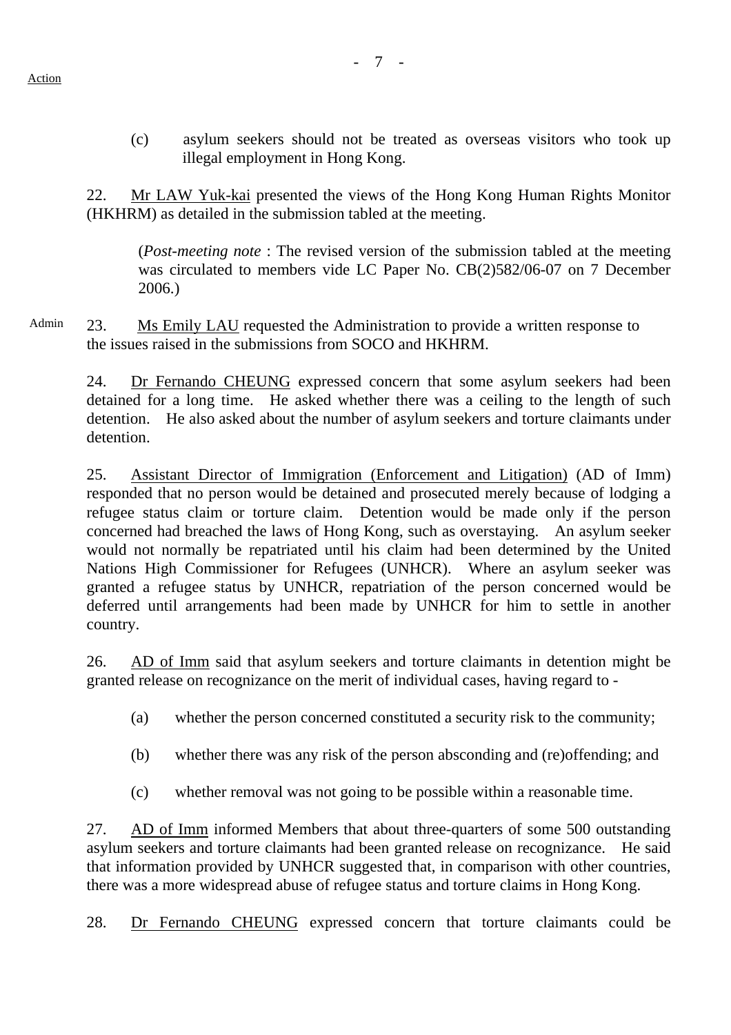Action

(c) asylum seekers should not be treated as overseas visitors who took up illegal employment in Hong Kong.

22. Mr LAW Yuk-kai presented the views of the Hong Kong Human Rights Monitor (HKHRM) as detailed in the submission tabled at the meeting.

(*Post-meeting note* : The revised version of the submission tabled at the meeting was circulated to members vide LC Paper No. CB(2)582/06-07 on 7 December 2006.)

Admin

23. Ms Emily LAU requested the Administration to provide a written response to the issues raised in the submissions from SOCO and HKHRM.

24. Dr Fernando CHEUNG expressed concern that some asylum seekers had been detained for a long time. He asked whether there was a ceiling to the length of such detention. He also asked about the number of asylum seekers and torture claimants under detention.

25. Assistant Director of Immigration (Enforcement and Litigation) (AD of Imm) responded that no person would be detained and prosecuted merely because of lodging a refugee status claim or torture claim. Detention would be made only if the person concerned had breached the laws of Hong Kong, such as overstaying. An asylum seeker would not normally be repatriated until his claim had been determined by the United Nations High Commissioner for Refugees (UNHCR). Where an asylum seeker was granted a refugee status by UNHCR, repatriation of the person concerned would be deferred until arrangements had been made by UNHCR for him to settle in another country.

26. AD of Imm said that asylum seekers and torture claimants in detention might be granted release on recognizance on the merit of individual cases, having regard to -

(a) whether the person concerned constituted a security risk to the community;

(b) whether there was any risk of the person absconding and (re)offending; and

(c) whether removal was not going to be possible within a reasonable time.

27. AD of Imm informed Members that about three-quarters of some 500 outstanding asylum seekers and torture claimants had been granted release on recognizance. He said that information provided by UNHCR suggested that, in comparison with other countries, there was a more widespread abuse of refugee status and torture claims in Hong Kong.

28. Dr Fernando CHEUNG expressed concern that torture claimants could be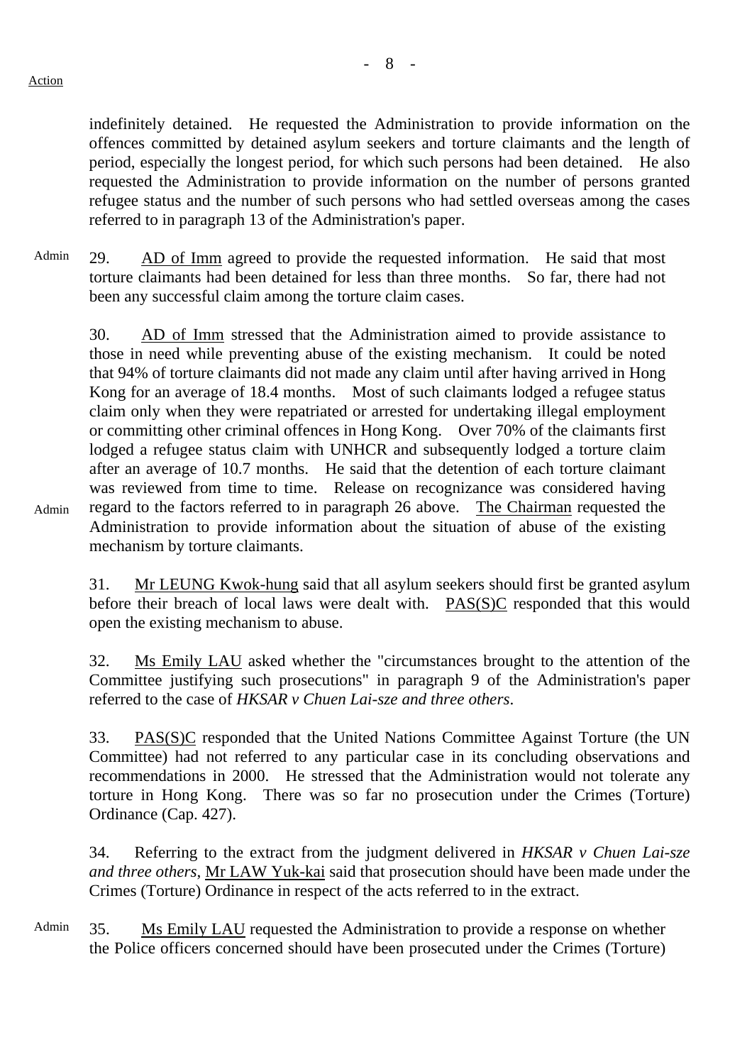Action

indefinitely detained. He requested the Administration to provide information on the offences committed by detained asylum seekers and torture claimants and the length of period, especially the longest period, for which such persons had been detained. He also requested the Administration to provide information on the number of persons granted refugee status and the number of such persons who had settled overseas among the cases referred to in paragraph 13 of the Administration's paper.

Admin

29. AD of Imm agreed to provide the requested information. He said that most torture claimants had been detained for less than three months. So far, there had not been any successful claim among the torture claim cases.

30. AD of Imm stressed that the Administration aimed to provide assistance to those in need while preventing abuse of the existing mechanism. It could be noted that 94% of torture claimants did not made any claim until after having arrived in Hong Kong for an average of 18.4 months. Most of such claimants lodged a refugee status claim only when they were repatriated or arrested for undertaking illegal employment or committing other criminal offences in Hong Kong. Over 70% of the claimants first lodged a refugee status claim with UNHCR and subsequently lodged a torture claim after an average of 10.7 months. He said that the detention of each torture claimant was reviewed from time to time. Release on recognizance was considered having regard to the factors referred to in paragraph 26 above. The Chairman requested the Administration to provide information about the situation of abuse of the existing mechanism by torture claimants.

Admin

31. Mr LEUNG Kwok-hung said that all asylum seekers should first be granted asylum before their breach of local laws were dealt with. PAS(S)C responded that this would open the existing mechanism to abuse.

32. Ms Emily LAU asked whether the "circumstances brought to the attention of the Committee justifying such prosecutions" in paragraph 9 of the Administration's paper referred to the case of *HKSAR v Chuen Lai-sze and three others*.

33. PAS(S)C responded that the United Nations Committee Against Torture (the UN Committee) had not referred to any particular case in its concluding observations and recommendations in 2000. He stressed that the Administration would not tolerate any torture in Hong Kong. There was so far no prosecution under the Crimes (Torture) Ordinance (Cap. 427).

34. Referring to the extract from the judgment delivered in *HKSAR v Chuen Lai-sze and three others*, Mr LAW Yuk-kai said that prosecution should have been made under the Crimes (Torture) Ordinance in respect of the acts referred to in the extract.

Admin

35. Ms Emily LAU requested the Administration to provide a response on whether the Police officers concerned should have been prosecuted under the Crimes (Torture)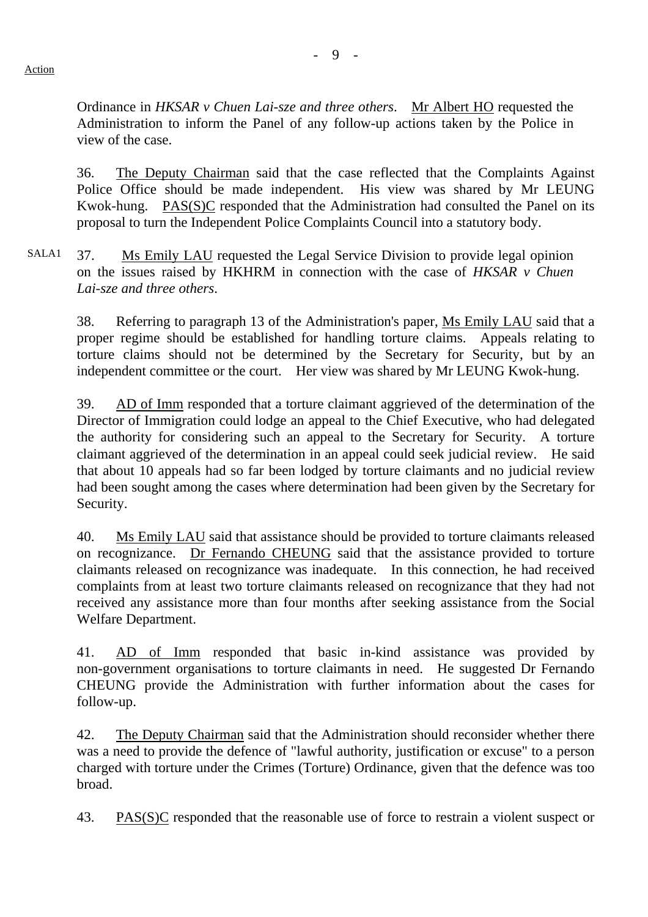Action

Ordinance in *HKSAR v Chuen Lai-sze and three others*. Mr Albert HO requested the Administration to inform the Panel of any follow-up actions taken by the Police in view of the case.

36. The Deputy Chairman said that the case reflected that the Complaints Against Police Office should be made independent. His view was shared by Mr LEUNG Kwok-hung. PAS(S)C responded that the Administration had consulted the Panel on its proposal to turn the Independent Police Complaints Council into a statutory body.

SALA1 37. Ms Emily LAU requested the Legal Service Division to provide legal opinion on the issues raised by HKHRM in connection with the case of *HKSAR v Chuen Lai-sze and three others*.

38. Referring to paragraph 13 of the Administration's paper, Ms Emily LAU said that a proper regime should be established for handling torture claims. Appeals relating to torture claims should not be determined by the Secretary for Security, but by an independent committee or the court. Her view was shared by Mr LEUNG Kwok-hung.

39. AD of Imm responded that a torture claimant aggrieved of the determination of the Director of Immigration could lodge an appeal to the Chief Executive, who had delegated the authority for considering such an appeal to the Secretary for Security. A torture claimant aggrieved of the determination in an appeal could seek judicial review. He said that about 10 appeals had so far been lodged by torture claimants and no judicial review had been sought among the cases where determination had been given by the Secretary for Security.

40. Ms Emily LAU said that assistance should be provided to torture claimants released on recognizance. Dr Fernando CHEUNG said that the assistance provided to torture claimants released on recognizance was inadequate. In this connection, he had received complaints from at least two torture claimants released on recognizance that they had not received any assistance more than four months after seeking assistance from the Social Welfare Department.

41. AD of Imm responded that basic in-kind assistance was provided by non-government organisations to torture claimants in need. He suggested Dr Fernando CHEUNG provide the Administration with further information about the cases for follow-up.

42. The Deputy Chairman said that the Administration should reconsider whether there was a need to provide the defence of "lawful authority, justification or excuse" to a person charged with torture under the Crimes (Torture) Ordinance, given that the defence was too broad.

43. PAS(S)C responded that the reasonable use of force to restrain a violent suspect or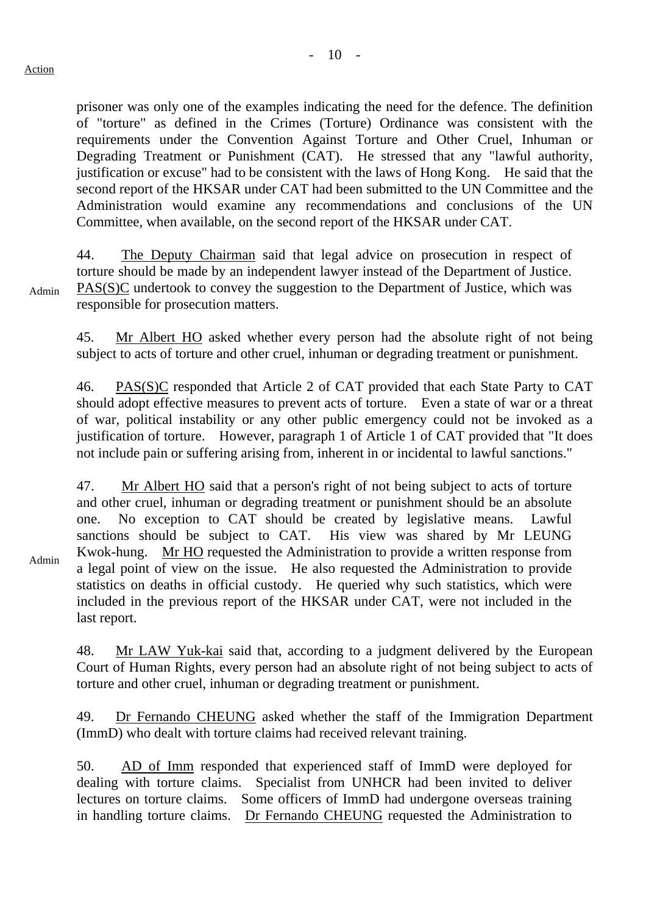prisoner was only one of the examples indicating the need for the defence. The definition of "torture" as defined in the Crimes (Torture) Ordinance was consistent with the requirements under the Convention Against Torture and Other Cruel, Inhuman or Degrading Treatment or Punishment (CAT). He stressed that any "lawful authority, justification or excuse" had to be consistent with the laws of Hong Kong. He said that the second report of the HKSAR under CAT had been submitted to the UN Committee and the Administration would examine any recommendations and conclusions of the UN Committee, when available, on the second report of the HKSAR under CAT.

44. The Deputy Chairman said that legal advice on prosecution in respect of torture should be made by an independent lawyer instead of the Department of Justice. PAS(S)C undertook to convey the suggestion to the Department of Justice, which was responsible for prosecution matters. *(Action: Admin)*

45. Mr Albert HO asked whether every person had the absolute right of not being subject to acts of torture and other cruel, inhuman or degrading treatment or punishment.

46. PAS(S)C responded that Article 2 of CAT provided that each State Party to CAT should adopt effective measures to prevent acts of torture. Even a state of war or a threat of war, political instability or any other public emergency could not be invoked as a justification of torture. However, paragraph 1 of Article 1 of CAT provided that "It does not include pain or suffering arising from, inherent in or incidental to lawful sanctions."

47. Mr Albert HO said that a person's right of not being subject to acts of torture and other cruel, inhuman or degrading treatment or punishment should be an absolute one. No exception to CAT should be created by legislative means. Lawful sanctions should be subject to CAT. His view was shared by Mr LEUNG Kwok-hung. Mr HO requested the Administration to provide a written response from a legal point of view on the issue. He also requested the Administration to provide statistics on deaths in official custody. He queried why such statistics, which were included in the previous report of the HKSAR under CAT, were not included in the last report. *(Action: Admin)*

48. Mr LAW Yuk-kai said that, according to a judgment delivered by the European Court of Human Rights, every person had an absolute right of not being subject to acts of torture and other cruel, inhuman or degrading treatment or punishment.

49. Dr Fernando CHEUNG asked whether the staff of the Immigration Department (ImmD) who dealt with torture claims had received relevant training.

50. AD of Imm responded that experienced staff of ImmD were deployed for dealing with torture claims. Specialist from UNHCR had been invited to deliver lectures on torture claims. Some officers of ImmD had undergone overseas training in handling torture claims. Dr Fernando CHEUNG requested the Administration to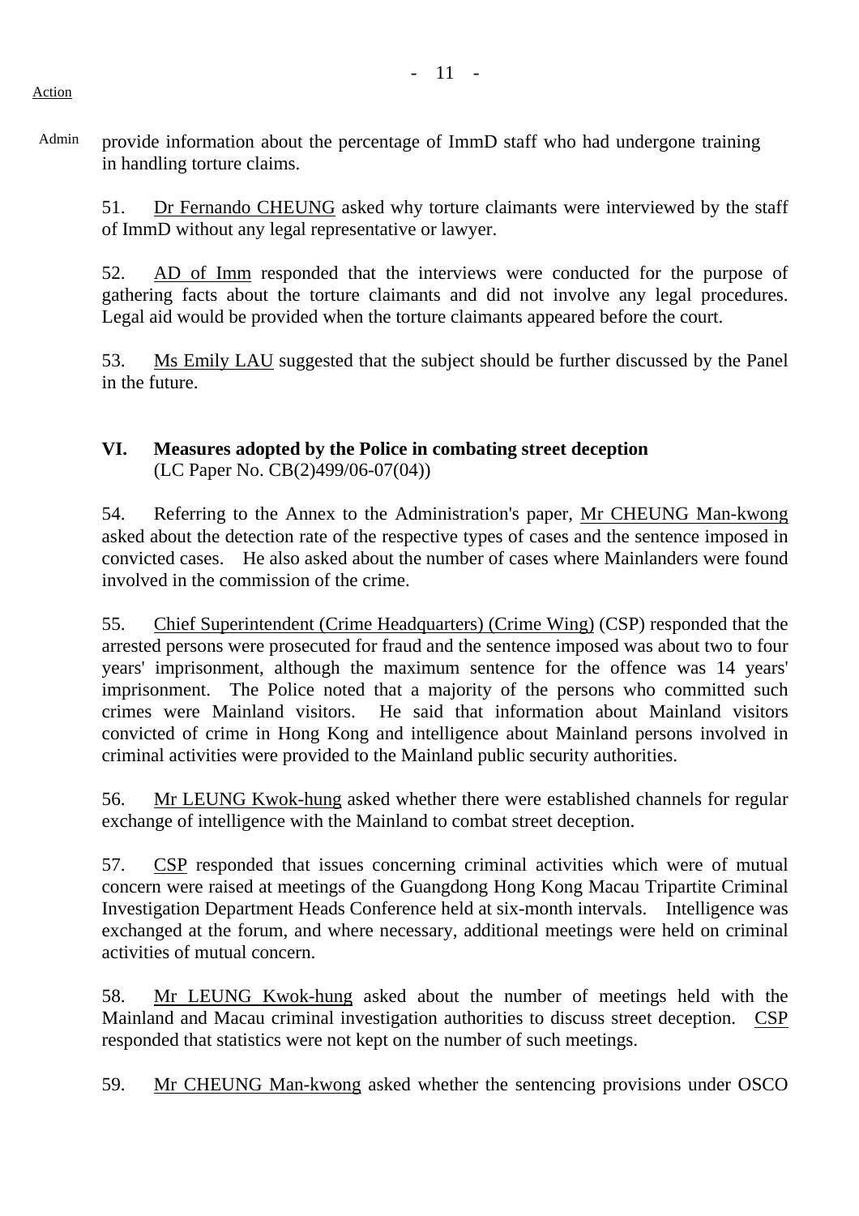Action

Admin provide information about the percentage of ImmD staff who had undergone training in handling torture claims.

51. Dr Fernando CHEUNG asked why torture claimants were interviewed by the staff of ImmD without any legal representative or lawyer.

52. AD of Imm responded that the interviews were conducted for the purpose of gathering facts about the torture claimants and did not involve any legal procedures. Legal aid would be provided when the torture claimants appeared before the court.

53. Ms Emily LAU suggested that the subject should be further discussed by the Panel in the future.

## VI. Measures adopted by the Police in combating street deception

(LC Paper No. CB(2)499/06-07(04))

54. Referring to the Annex to the Administration's paper, Mr CHEUNG Man-kwong asked about the detection rate of the respective types of cases and the sentence imposed in convicted cases. He also asked about the number of cases where Mainlanders were found involved in the commission of the crime.

55. Chief Superintendent (Crime Headquarters) (Crime Wing) (CSP) responded that the arrested persons were prosecuted for fraud and the sentence imposed was about two to four years' imprisonment, although the maximum sentence for the offence was 14 years' imprisonment. The Police noted that a majority of the persons who committed such crimes were Mainland visitors. He said that information about Mainland visitors convicted of crime in Hong Kong and intelligence about Mainland persons involved in criminal activities were provided to the Mainland public security authorities.

56. Mr LEUNG Kwok-hung asked whether there were established channels for regular exchange of intelligence with the Mainland to combat street deception.

57. CSP responded that issues concerning criminal activities which were of mutual concern were raised at meetings of the Guangdong Hong Kong Macau Tripartite Criminal Investigation Department Heads Conference held at six-month intervals. Intelligence was exchanged at the forum, and where necessary, additional meetings were held on criminal activities of mutual concern.

58. Mr LEUNG Kwok-hung asked about the number of meetings held with the Mainland and Macau criminal investigation authorities to discuss street deception. CSP responded that statistics were not kept on the number of such meetings.

59. Mr CHEUNG Man-kwong asked whether the sentencing provisions under OSCO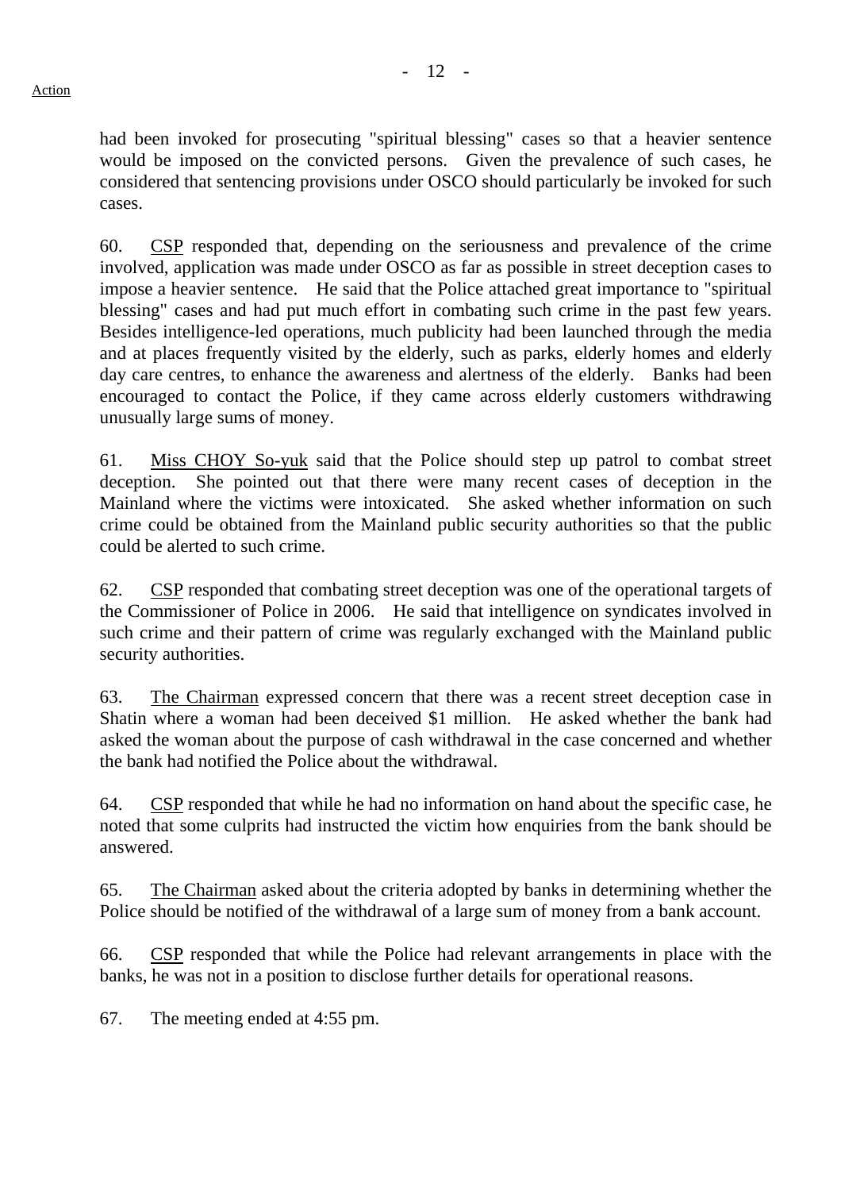had been invoked for prosecuting "spiritual blessing" cases so that a heavier sentence would be imposed on the convicted persons. Given the prevalence of such cases, he considered that sentencing provisions under OSCO should particularly be invoked for such cases.

60. CSP responded that, depending on the seriousness and prevalence of the crime involved, application was made under OSCO as far as possible in street deception cases to impose a heavier sentence. He said that the Police attached great importance to "spiritual blessing" cases and had put much effort in combating such crime in the past few years. Besides intelligence-led operations, much publicity had been launched through the media and at places frequently visited by the elderly, such as parks, elderly homes and elderly day care centres, to enhance the awareness and alertness of the elderly. Banks had been encouraged to contact the Police, if they came across elderly customers withdrawing unusually large sums of money.

61. Miss CHOY So-yuk said that the Police should step up patrol to combat street deception. She pointed out that there were many recent cases of deception in the Mainland where the victims were intoxicated. She asked whether information on such crime could be obtained from the Mainland public security authorities so that the public could be alerted to such crime.

62. CSP responded that combating street deception was one of the operational targets of the Commissioner of Police in 2006. He said that intelligence on syndicates involved in such crime and their pattern of crime was regularly exchanged with the Mainland public security authorities.

63. The Chairman expressed concern that there was a recent street deception case in Shatin where a woman had been deceived $1 million. He asked whether the bank had asked the woman about the purpose of cash withdrawal in the case concerned and whether the bank had notified the Police about the withdrawal.

64. CSP responded that while he had no information on hand about the specific case, he noted that some culprits had instructed the victim how enquiries from the bank should be answered.

65. The Chairman asked about the criteria adopted by banks in determining whether the Police should be notified of the withdrawal of a large sum of money from a bank account.

66. CSP responded that while the Police had relevant arrangements in place with the banks, he was not in a position to disclose further details for operational reasons.

67. The meeting ended at 4:55 pm.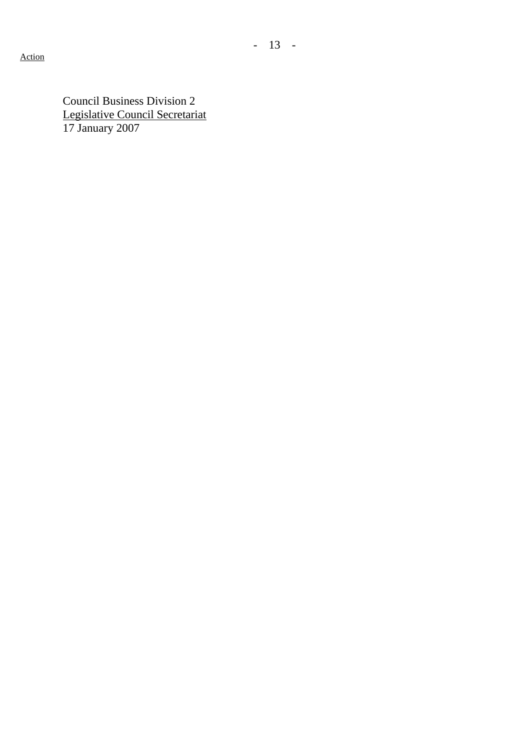Action

Council Business Division 2
Legislative Council Secretariat
17 January 2007